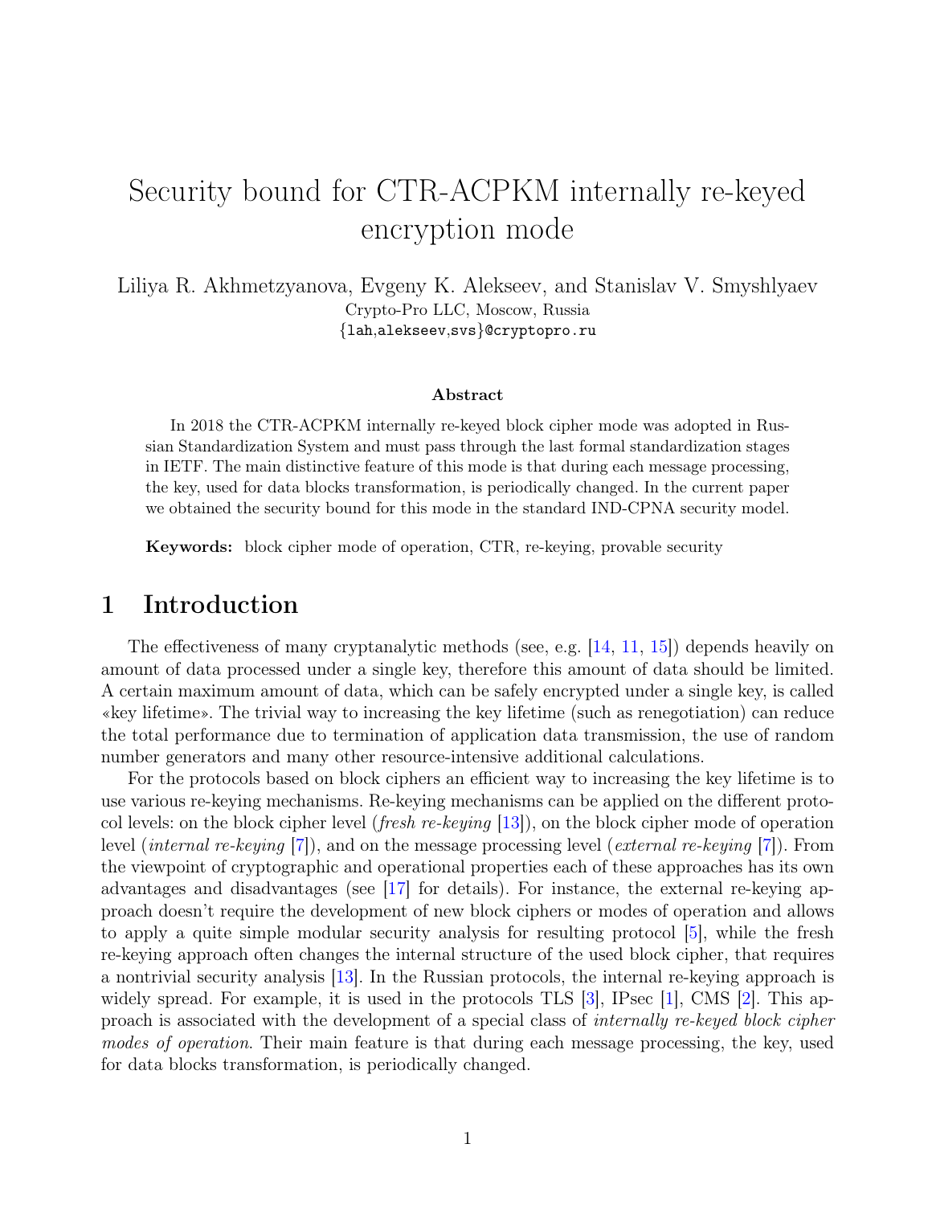# Security bound for CTR-ACPKM internally re-keyed encryption mode

Liliya R. Akhmetzyanova, Evgeny K. Alekseev, and Stanislav V. Smyshlyaev
Crypto-Pro LLC, Moscow, Russia
{lah,alekseev,svs}@cryptopro.ru

### Abstract

In 2018 the CTR-ACPKM internally re-keyed block cipher mode was adopted in Russian Standardization System and must pass through the last formal standardization stages in IETF. The main distinctive feature of this mode is that during each message processing, the key, used for data blocks transformation, is periodically changed. In the current paper we obtained the security bound for this mode in the standard IND-CPNA security model.

**Keywords:** block cipher mode of operation, CTR, re-keying, provable security

## 1 Introduction

The effectiveness of many cryptanalytic methods (see, e.g. [14, 11, 15]) depends heavily on amount of data processed under a single key, therefore this amount of data should be limited. A certain maximum amount of data, which can be safely encrypted under a single key, is called «key lifetime». The trivial way to increasing the key lifetime (such as renegotiation) can reduce the total performance due to termination of application data transmission, the use of random number generators and many other resource-intensive additional calculations.

For the protocols based on block ciphers an efficient way to increasing the key lifetime is to use various re-keying mechanisms. Re-keying mechanisms can be applied on the different protocol levels: on the block cipher level (*fresh re-keying* [13]), on the block cipher mode of operation level (*internal re-keying* [7]), and on the message processing level (*external re-keying* [7]). From the viewpoint of cryptographic and operational properties each of these approaches has its own advantages and disadvantages (see [17] for details). For instance, the external re-keying approach doesn't require the development of new block ciphers or modes of operation and allows to apply a quite simple modular security analysis for resulting protocol [5], while the fresh re-keying approach often changes the internal structure of the used block cipher, that requires a nontrivial security analysis [13]. In the Russian protocols, the internal re-keying approach is widely spread. For example, it is used in the protocols TLS [3], IPsec [1], CMS [2]. This approach is associated with the development of a special class of *internally re-keyed block cipher modes of operation*. Their main feature is that during each message processing, the key, used for data blocks transformation, is periodically changed.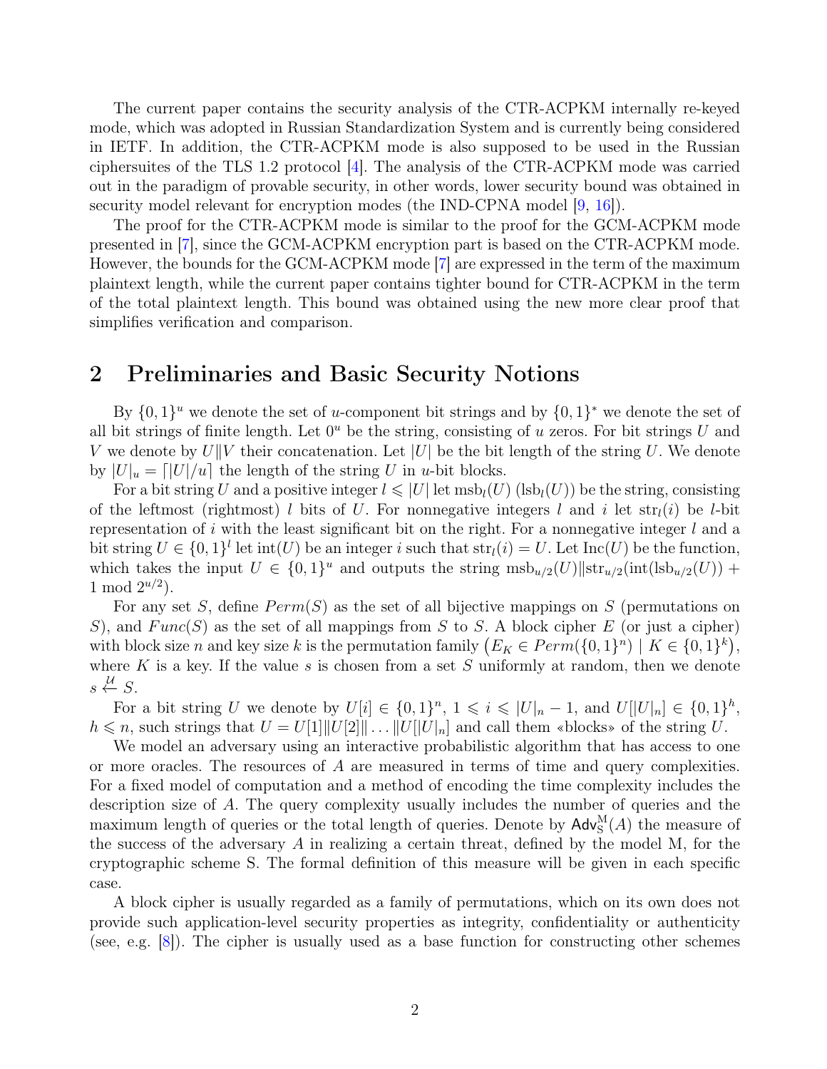The current paper contains the security analysis of the CTR-ACPKM internally re-keyed mode, which was adopted in Russian Standardization System and is currently being considered in IETF. In addition, the CTR-ACPKM mode is also supposed to be used in the Russian ciphersuites of the TLS 1.2 protocol [4]. The analysis of the CTR-ACPKM mode was carried out in the paradigm of provable security, in other words, lower security bound was obtained in security model relevant for encryption modes (the IND-CPNA model [9, 16]).

The proof for the CTR-ACPKM mode is similar to the proof for the GCM-ACPKM mode presented in [7], since the GCM-ACPKM encryption part is based on the CTR-ACPKM mode. However, the bounds for the GCM-ACPKM mode [7] are expressed in the term of the maximum plaintext length, while the current paper contains tighter bound for CTR-ACPKM in the term of the total plaintext length. This bound was obtained using the new more clear proof that simplifies verification and comparison.

## 2 Preliminaries and Basic Security Notions

By $\{0,1\}^u$ we denote the set of $u$-component bit strings and by $\{0,1\}^*$ we denote the set of all bit strings of finite length. Let $0^u$ be the string, consisting of $u$ zeros. For bit strings $U$ and $V$ we denote by $U \| V$ their concatenation. Let $|U|$ be the bit length of the string $U$. We denote by $|U|_u = \lceil |U|/u \rceil$ the length of the string $U$ in $u$-bit blocks.

For a bit string $U$ and a positive integer $l \leqslant |U|$ let $\mathrm{msb}_l(U)$ ($\mathrm{lsb}_l(U)$) be the string, consisting of the leftmost (rightmost) $l$ bits of $U$. For nonnegative integers $l$ and $i$ let $\mathrm{str}_l(i)$ be $l$-bit representation of $i$ with the least significant bit on the right. For a nonnegative integer $l$ and a bit string $U \in \{0,1\}^l$ let $\mathrm{int}(U)$ be an integer $i$ such that $\mathrm{str}_l(i) = U$. Let $\mathrm{Inc}(U)$ be the function, which takes the input $U \in \{0,1\}^u$ and outputs the string $\mathrm{msb}_{u/2}(U) \| \mathrm{str}_{u/2}(\mathrm{int}(\mathrm{lsb}_{u/2}(U)) + 1 \bmod 2^{u/2})$.

For any set $S$, define $Perm(S)$ as the set of all bijective mappings on $S$ (permutations on $S$), and $Func(S)$ as the set of all mappings from $S$ to $S$. A block cipher $E$ (or just a cipher) with block size $n$ and key size $k$ is the permutation family $\left(E_K \in Perm(\{0,1\}^n) \mid K \in \{0,1\}^k\right)$, where $K$ is a key. If the value $s$ is chosen from a set $S$ uniformly at random, then we denote $s \xleftarrow{\mathcal{U}} S$.

For a bit string $U$ we denote by $U[i] \in \{0,1\}^n$, $1 \leqslant i \leqslant |U|_n - 1$, and $U[|U|_n] \in \{0,1\}^h$, $h \leqslant n$, such strings that $U = U[1] \| U[2] \| \ldots \| U[|U|_n]$ and call them «blocks» of the string $U$.

We model an adversary using an interactive probabilistic algorithm that has access to one or more oracles. The resources of $A$ are measured in terms of time and query complexities. For a fixed model of computation and a method of encoding the time complexity includes the description size of $A$. The query complexity usually includes the number of queries and the maximum length of queries or the total length of queries. Denote by $\mathsf{Adv}_{\mathrm{S}}^{\mathrm{M}}(A)$ the measure of the success of the adversary $A$ in realizing a certain threat, defined by the model M, for the cryptographic scheme S. The formal definition of this measure will be given in each specific case.

A block cipher is usually regarded as a family of permutations, which on its own does not provide such application-level security properties as integrity, confidentiality or authenticity (see, e.g. [8]). The cipher is usually used as a base function for constructing other schemes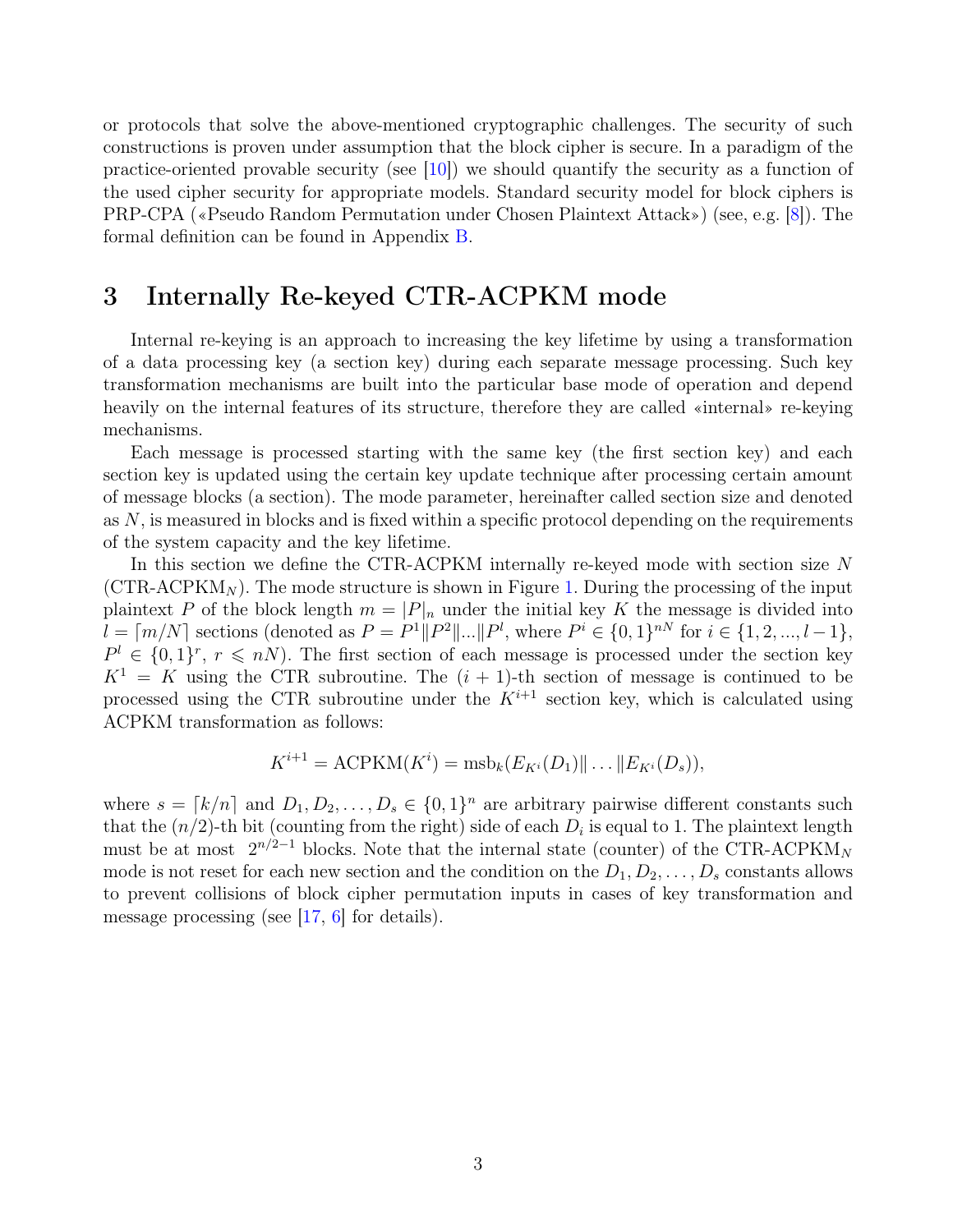or protocols that solve the above-mentioned cryptographic challenges. The security of such constructions is proven under assumption that the block cipher is secure. In a paradigm of the practice-oriented provable security (see [10]) we should quantify the security as a function of the used cipher security for appropriate models. Standard security model for block ciphers is PRP-CPA («Pseudo Random Permutation under Chosen Plaintext Attack») (see, e.g. [8]). The formal definition can be found in Appendix B.

# 3 Internally Re-keyed CTR-ACPKM mode

Internal re-keying is an approach to increasing the key lifetime by using a transformation of a data processing key (a section key) during each separate message processing. Such key transformation mechanisms are built into the particular base mode of operation and depend heavily on the internal features of its structure, therefore they are called «internal» re-keying mechanisms.

Each message is processed starting with the same key (the first section key) and each section key is updated using the certain key update technique after processing certain amount of message blocks (a section). The mode parameter, hereinafter called section size and denoted as $N$, is measured in blocks and is fixed within a specific protocol depending on the requirements of the system capacity and the key lifetime.

In this section we define the CTR-ACPKM internally re-keyed mode with section size $N$ (CTR-ACPKM$_N$). The mode structure is shown in Figure 1. During the processing of the input plaintext $P$ of the block length $m = |P|_n$ under the initial key $K$ the message is divided into $l = \lceil m/N \rceil$ sections (denoted as $P = P^1 \| P^2 \| ... \| P^l$, where $P^i \in \{0,1\}^{nN}$ for $i \in \{1, 2, ..., l-1\}$, $P^l \in \{0,1\}^r$, $r \leqslant nN$). The first section of each message is processed under the section key $K^1 = K$ using the CTR subroutine. The $(i+1)$-th section of message is continued to be processed using the CTR subroutine under the $K^{i+1}$ section key, which is calculated using ACPKM transformation as follows:

$$K^{i+1} = \text{ACPKM}(K^i) = \text{msb}_k(E_{K^i}(D_1) \| \ldots \| E_{K^i}(D_s)),$$

where $s = \lceil k/n \rceil$ and $D_1, D_2, \ldots, D_s \in \{0,1\}^n$ are arbitrary pairwise different constants such that the $(n/2)$-th bit (counting from the right) side of each $D_i$ is equal to 1. The plaintext length must be at most $2^{n/2-1}$ blocks. Note that the internal state (counter) of the CTR-ACPKM$_N$ mode is not reset for each new section and the condition on the $D_1, D_2, \ldots, D_s$ constants allows to prevent collisions of block cipher permutation inputs in cases of key transformation and message processing (see [17, 6] for details).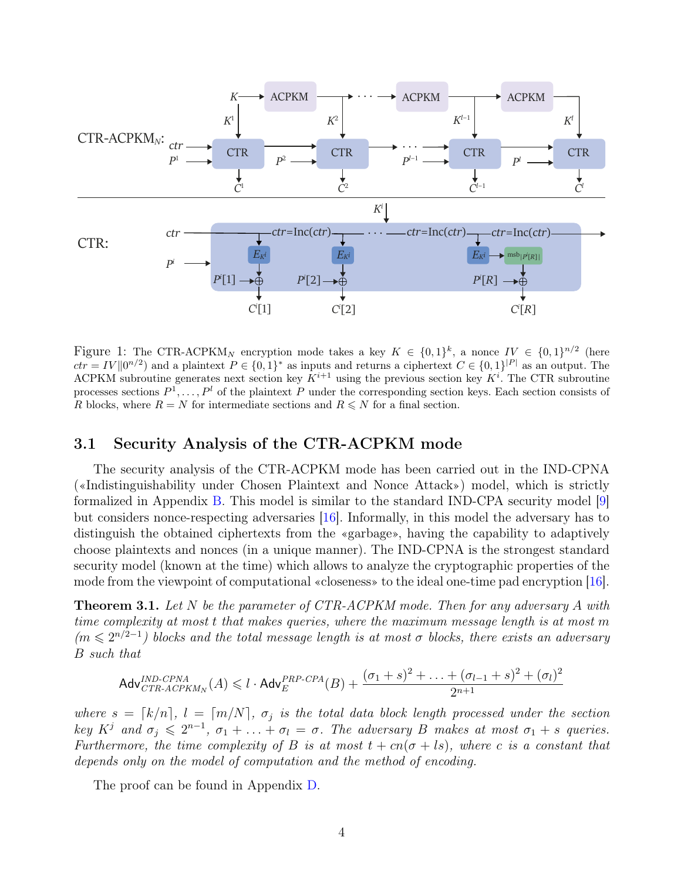Figure 1: The CTR-ACPKM$_N$ encryption mode takes a key $K \in \{0,1\}^k$, a nonce $IV \in \{0,1\}^{n/2}$ (here $ctr = IV \| 0^{n/2}$) and a plaintext $P \in \{0,1\}^*$ as inputs and returns a ciphertext $C \in \{0,1\}^{|P|}$ as an output. The ACPKM subroutine generates next section key $K^{i+1}$ using the previous section key $K^i$. The CTR subroutine processes sections $P^1, \ldots, P^l$ of the plaintext $P$ under the corresponding section keys. Each section consists of $R$ blocks, where $R = N$ for intermediate sections and $R \leqslant N$ for a final section.

### 3.1 Security Analysis of the CTR-ACPKM mode

The security analysis of the CTR-ACPKM mode has been carried out in the IND-CPNA («Indistinguishability under Chosen Plaintext and Nonce Attack») model, which is strictly formalized in Appendix B. This model is similar to the standard IND-CPA security model [9] but considers nonce-respecting adversaries [16]. Informally, in this model the adversary has to distinguish the obtained ciphertexts from the «garbage», having the capability to adaptively choose plaintexts and nonces (in a unique manner). The IND-CPNA is the strongest standard security model (known at the time) which allows to analyze the cryptographic properties of the mode from the viewpoint of computational «closeness» to the ideal one-time pad encryption [16].

**Theorem 3.1.** *Let $N$ be the parameter of CTR-ACPKM mode. Then for any adversary $A$ with time complexity at most $t$ that makes queries, where the maximum message length is at most $m$ ($m \leqslant 2^{n/2-1}$) blocks and the total message length is at most $\sigma$ blocks, there exists an adversary $B$ such that*

$$\mathsf{Adv}^{\text{IND-CPNA}}_{\text{CTR-ACPKM}_N}(A) \leqslant l \cdot \mathsf{Adv}^{\text{PRP-CPA}}_{E}(B) + \frac{(\sigma_1 + s)^2 + \ldots + (\sigma_{l-1} + s)^2 + (\sigma_l)^2}{2^{n+1}}$$

*where $s = \lceil k/n \rceil$, $l = \lceil m/N \rceil$, $\sigma_j$ is the total data block length processed under the section key $K^j$ and $\sigma_j \leqslant 2^{n-1}$, $\sigma_1 + \ldots + \sigma_l = \sigma$. The adversary $B$ makes at most $\sigma_1 + s$ queries. Furthermore, the time complexity of $B$ is at most $t + cn(\sigma + ls)$, where $c$ is a constant that depends only on the model of computation and the method of encoding.*

The proof can be found in Appendix D.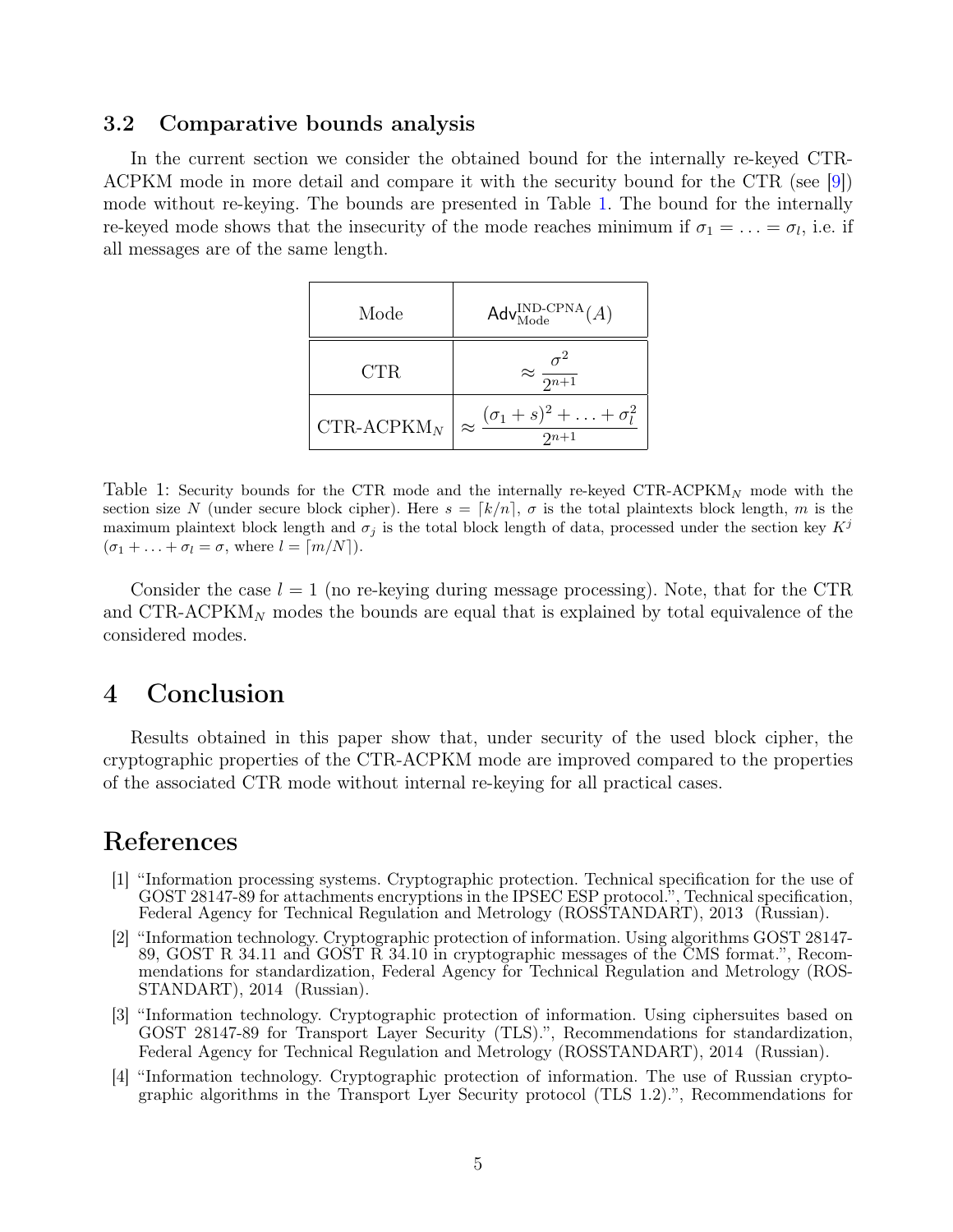### 3.2 Comparative bounds analysis

In the current section we consider the obtained bound for the internally re-keyed CTR-ACPKM mode in more detail and compare it with the security bound for the CTR (see [9]) mode without re-keying. The bounds are presented in Table 1. The bound for the internally re-keyed mode shows that the insecurity of the mode reaches minimum if $\sigma_1 = \ldots = \sigma_l$, i.e. if all messages are of the same length.

| Mode | $\mathsf{Adv}^{\text{IND-CPNA}}_{\text{Mode}}(A)$ |
|---|---|
| CTR | $\approx \dfrac{\sigma^2}{2^{n+1}}$ |
| CTR-ACPKM$_N$ | $\approx \dfrac{(\sigma_1 + s)^2 + \ldots + \sigma_l^2}{2^{n+1}}$ |

Table 1: Security bounds for the CTR mode and the internally re-keyed CTR-ACPKM$_N$ mode with the section size $N$ (under secure block cipher). Here $s = \lceil k/n \rceil$, $\sigma$ is the total plaintexts block length, $m$ is the maximum plaintext block length and $\sigma_j$ is the total block length of data, processed under the section key $K^j$ ($\sigma_1 + \ldots + \sigma_l = \sigma$, where $l = \lceil m/N \rceil$).

Consider the case $l = 1$ (no re-keying during message processing). Note, that for the CTR and CTR-ACPKM$_N$ modes the bounds are equal that is explained by total equivalence of the considered modes.

## 4 Conclusion

Results obtained in this paper show that, under security of the used block cipher, the cryptographic properties of the CTR-ACPKM mode are improved compared to the properties of the associated CTR mode without internal re-keying for all practical cases.

## References

[1] "Information processing systems. Cryptographic protection. Technical specification for the use of GOST 28147-89 for attachments encryptions in the IPSEC ESP protocol.", Technical specification, Federal Agency for Technical Regulation and Metrology (ROSSTANDART), 2013 (Russian).

[2] "Information technology. Cryptographic protection of information. Using algorithms GOST 28147-89, GOST R 34.11 and GOST R 34.10 in cryptographic messages of the CMS format.", Recommendations for standardization, Federal Agency for Technical Regulation and Metrology (ROSSTANDART), 2014 (Russian).

[3] "Information technology. Cryptographic protection of information. Using ciphersuites based on GOST 28147-89 for Transport Layer Security (TLS).", Recommendations for standardization, Federal Agency for Technical Regulation and Metrology (ROSSTANDART), 2014 (Russian).

[4] "Information technology. Cryptographic protection of information. The use of Russian cryptographic algorithms in the Transport Lyer Security protocol (TLS 1.2).", Recommendations for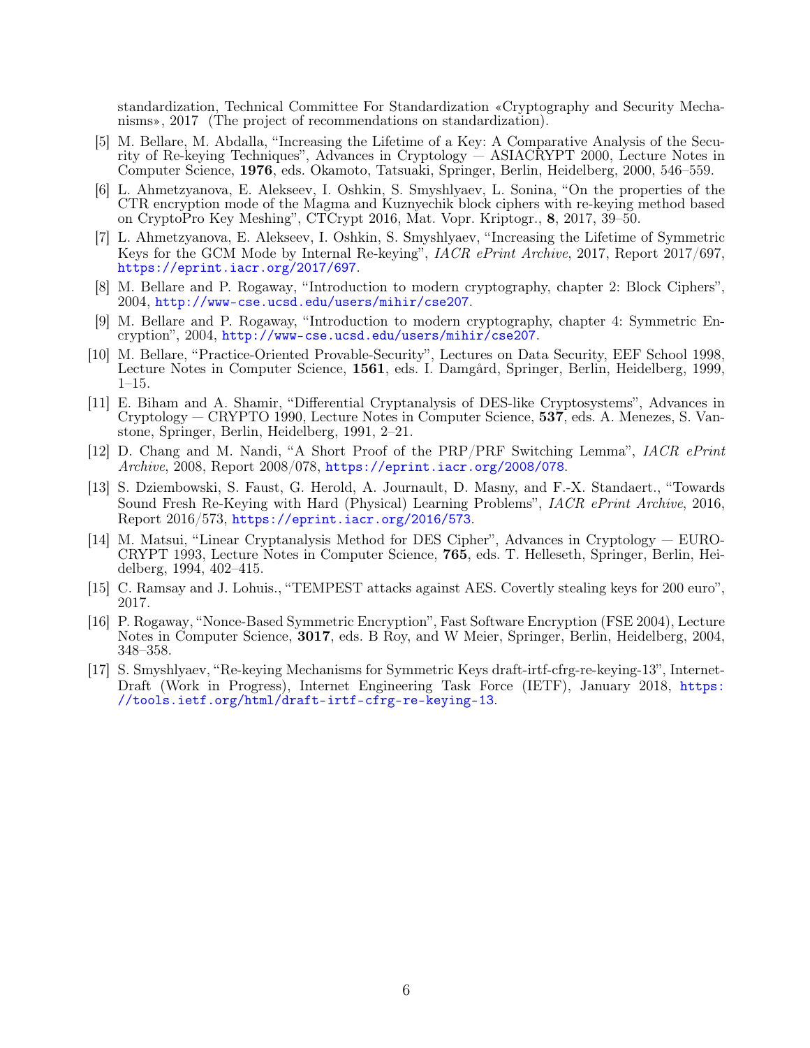standardization, Technical Committee For Standardization «Cryptography and Security Mechanisms», 2017 (The project of recommendations on standardization).

[5] M. Bellare, M. Abdalla, "Increasing the Lifetime of a Key: A Comparative Analysis of the Security of Re-keying Techniques", Advances in Cryptology — ASIACRYPT 2000, Lecture Notes in Computer Science, **1976**, eds. Okamoto, Tatsuaki, Springer, Berlin, Heidelberg, 2000, 546–559.

[6] L. Ahmetzyanova, E. Alekseev, I. Oshkin, S. Smyshlyaev, L. Sonina, "On the properties of the CTR encryption mode of the Magma and Kuznyechik block ciphers with re-keying method based on CryptoPro Key Meshing", CTCrypt 2016, Mat. Vopr. Kriptogr., **8**, 2017, 39–50.

[7] L. Ahmetzyanova, E. Alekseev, I. Oshkin, S. Smyshlyaev, "Increasing the Lifetime of Symmetric Keys for the GCM Mode by Internal Re-keying", *IACR ePrint Archive*, 2017, Report 2017/697, https://eprint.iacr.org/2017/697.

[8] M. Bellare and P. Rogaway, "Introduction to modern cryptography, chapter 2: Block Ciphers", 2004, http://www-cse.ucsd.edu/users/mihir/cse207.

[9] M. Bellare and P. Rogaway, "Introduction to modern cryptography, chapter 4: Symmetric Encryption", 2004, http://www-cse.ucsd.edu/users/mihir/cse207.

[10] M. Bellare, "Practice-Oriented Provable-Security", Lectures on Data Security, EEF School 1998, Lecture Notes in Computer Science, **1561**, eds. I. Damgård, Springer, Berlin, Heidelberg, 1999, 1–15.

[11] E. Biham and A. Shamir, "Differential Cryptanalysis of DES-like Cryptosystems", Advances in Cryptology — CRYPTO 1990, Lecture Notes in Computer Science, **537**, eds. A. Menezes, S. Vanstone, Springer, Berlin, Heidelberg, 1991, 2–21.

[12] D. Chang and M. Nandi, "A Short Proof of the PRP/PRF Switching Lemma", *IACR ePrint Archive*, 2008, Report 2008/078, https://eprint.iacr.org/2008/078.

[13] S. Dziembowski, S. Faust, G. Herold, A. Journault, D. Masny, and F.-X. Standaert., "Towards Sound Fresh Re-Keying with Hard (Physical) Learning Problems", *IACR ePrint Archive*, 2016, Report 2016/573, https://eprint.iacr.org/2016/573.

[14] M. Matsui, "Linear Cryptanalysis Method for DES Cipher", Advances in Cryptology — EUROCRYPT 1993, Lecture Notes in Computer Science, **765**, eds. T. Helleseth, Springer, Berlin, Heidelberg, 1994, 402–415.

[15] C. Ramsay and J. Lohuis., "TEMPEST attacks against AES. Covertly stealing keys for 200 euro", 2017.

[16] P. Rogaway, "Nonce-Based Symmetric Encryption", Fast Software Encryption (FSE 2004), Lecture Notes in Computer Science, **3017**, eds. B Roy, and W Meier, Springer, Berlin, Heidelberg, 2004, 348–358.

[17] S. Smyshlyaev, "Re-keying Mechanisms for Symmetric Keys draft-irtf-cfrg-re-keying-13", Internet-Draft (Work in Progress), Internet Engineering Task Force (IETF), January 2018, https://tools.ietf.org/html/draft-irtf-cfrg-re-keying-13.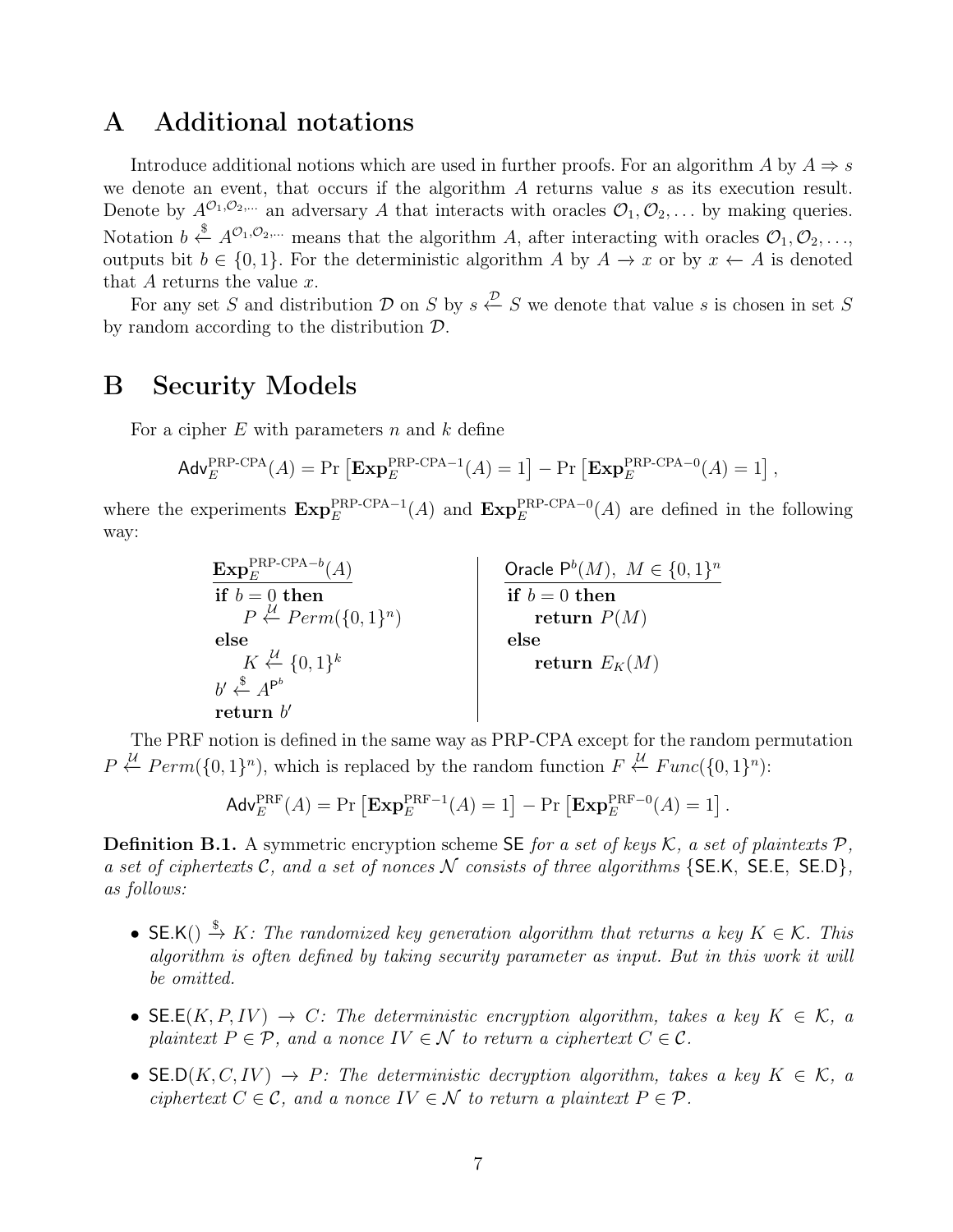# A Additional notations

Introduce additional notions which are used in further proofs. For an algorithm $A$ by $A \Rightarrow s$ we denote an event, that occurs if the algorithm $A$ returns value $s$ as its execution result. Denote by $A^{\mathcal{O}_1,\mathcal{O}_2,\dots}$ an adversary $A$ that interacts with oracles $\mathcal{O}_1, \mathcal{O}_2, \dots$ by making queries. Notation $b \xleftarrow{\$} A^{\mathcal{O}_1,\mathcal{O}_2,\dots}$ means that the algorithm $A$, after interacting with oracles $\mathcal{O}_1, \mathcal{O}_2, \dots$, outputs bit $b \in \{0,1\}$. For the deterministic algorithm $A$ by $A \rightarrow x$ or by $x \leftarrow A$ is denoted that $A$ returns the value $x$.

For any set $S$ and distribution $\mathcal{D}$ on $S$ by $s \xleftarrow{\mathcal{D}} S$ we denote that value $s$ is chosen in set $S$ by random according to the distribution $\mathcal{D}$.

# B Security Models

For a cipher $E$ with parameters $n$ and $k$ define

$$\mathsf{Adv}_E^{\text{PRP-CPA}}(A) = \Pr\left[\mathbf{Exp}_E^{\text{PRP-CPA}-1}(A) = 1\right] - \Pr\left[\mathbf{Exp}_E^{\text{PRP-CPA}-0}(A) = 1\right],$$

where the experiments $\mathbf{Exp}_E^{\text{PRP-CPA}-1}(A)$ and $\mathbf{Exp}_E^{\text{PRP-CPA}-0}(A)$ are defined in the following way:

$\underline{\mathbf{Exp}_E^{\text{PRP-CPA}-b}(A)}$
**if** $b = 0$ **then**
    $P \xleftarrow{\mathcal{U}} Perm(\{0,1\}^n)$
**else**
    $K \xleftarrow{\mathcal{U}} \{0,1\}^k$
$b' \xleftarrow{\$} A^{\mathsf{P}^b}$
**return** $b'$

$\underline{\text{Oracle } \mathsf{P}^b(M),\ M \in \{0,1\}^n}$
**if** $b = 0$ **then**
    **return** $P(M)$
**else**
    **return** $E_K(M)$

The PRF notion is defined in the same way as PRP-CPA except for the random permutation $P \xleftarrow{\mathcal{U}} Perm(\{0,1\}^n)$, which is replaced by the random function $F \xleftarrow{\mathcal{U}} Func(\{0,1\}^n)$:

$$\mathsf{Adv}_E^{\text{PRF}}(A) = \Pr\left[\mathbf{Exp}_E^{\text{PRF}-1}(A) = 1\right] - \Pr\left[\mathbf{Exp}_E^{\text{PRF}-0}(A) = 1\right].$$

**Definition B.1.** *A symmetric encryption scheme* $\mathsf{SE}$ *for a set of keys* $\mathcal{K}$*, a set of plaintexts* $\mathcal{P}$*, a set of ciphertexts* $\mathcal{C}$*, and a set of nonces* $\mathcal{N}$ *consists of three algorithms* $\{\mathsf{SE.K},\ \mathsf{SE.E},\ \mathsf{SE.D}\}$*, as follows:*

- $\mathsf{SE.K}() \xrightarrow{\$} K$*: The randomized key generation algorithm that returns a key* $K \in \mathcal{K}$*. This algorithm is often defined by taking security parameter as input. But in this work it will be omitted.*
- $\mathsf{SE.E}(K, P, IV) \rightarrow C$*: The deterministic encryption algorithm, takes a key* $K \in \mathcal{K}$*, a plaintext* $P \in \mathcal{P}$*, and a nonce* $IV \in \mathcal{N}$ *to return a ciphertext* $C \in \mathcal{C}$*.*
- $\mathsf{SE.D}(K, C, IV) \rightarrow P$*: The deterministic decryption algorithm, takes a key* $K \in \mathcal{K}$*, a ciphertext* $C \in \mathcal{C}$*, and a nonce* $IV \in \mathcal{N}$ *to return a plaintext* $P \in \mathcal{P}$*.*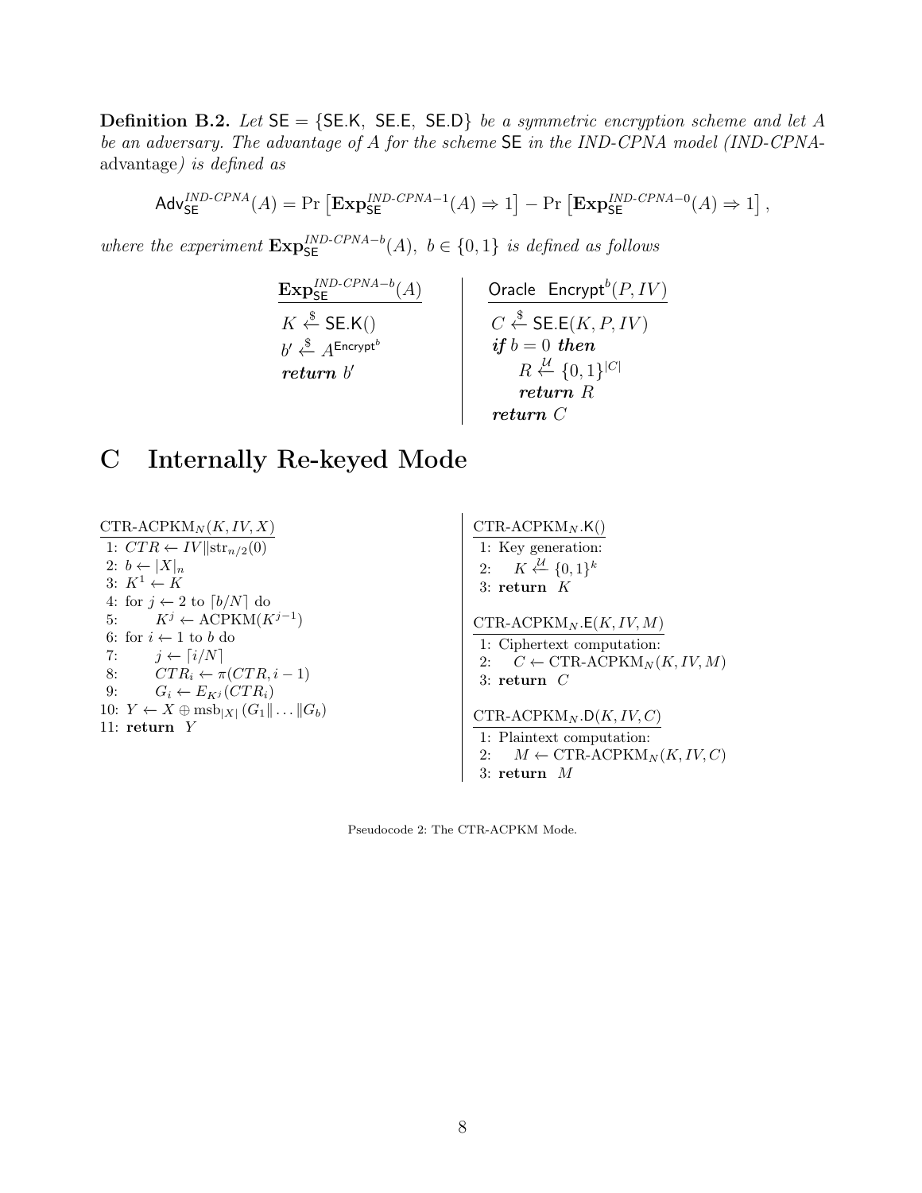**Definition B.2.** *Let* $\mathsf{SE} = \{\mathsf{SE.K},\ \mathsf{SE.E},\ \mathsf{SE.D}\}$ *be a symmetric encryption scheme and let* $A$ *be an adversary. The advantage of* $A$ *for the scheme* $\mathsf{SE}$ *in the IND-CPNA model (IND-CPNA-*advantage*) is defined as*

$$\mathsf{Adv}_{\mathsf{SE}}^{\textit{IND-CPNA}}(A) = \Pr\left[\mathbf{Exp}_{\mathsf{SE}}^{\textit{IND-CPNA}-1}(A) \Rightarrow 1\right] - \Pr\left[\mathbf{Exp}_{\mathsf{SE}}^{\textit{IND-CPNA}-0}(A) \Rightarrow 1\right],$$

*where the experiment* $\mathbf{Exp}_{\mathsf{SE}}^{\textit{IND-CPNA}-b}(A),\ b \in \{0,1\}$ *is defined as follows*

```
Exp_SE^{IND-CPNA-b}(A)            Oracle Encrypt^b(P, IV)
K <-$ SE.K()                      C <-$ SE.E(K, P, IV)
b' <-$ A^{Encrypt^b}              if b = 0 then
return b'                             R <-U {0,1}^{|C|}
                                      return R
                                  return C
```

# C Internally Re-keyed Mode

```
CTR-ACPKM_N(K, IV, X)
 1: CTR <- IV || str_{n/2}(0)
 2: b <- |X|_n
 3: K^1 <- K
 4: for j <- 2 to ⌈b/N⌉ do
 5:     K^j <- ACPKM(K^{j-1})
 6: for i <- 1 to b do
 7:     j <- ⌈i/N⌉
 8:     CTR_i <- π(CTR, i-1)
 9:     G_i <- E_{K^j}(CTR_i)
10: Y <- X ⊕ msb_{|X|}(G_1 || ... || G_b)
11: return Y
```

```
CTR-ACPKM_N.K()
 1: Key generation:
 2:     K <-U {0,1}^k
 3: return K

CTR-ACPKM_N.E(K, IV, M)
 1: Ciphertext computation:
 2:     C <- CTR-ACPKM_N(K, IV, M)
 3: return C

CTR-ACPKM_N.D(K, IV, C)
 1: Plaintext computation:
 2:     M <- CTR-ACPKM_N(K, IV, C)
 3: return M
```

Pseudocode 2: The CTR-ACPKM Mode.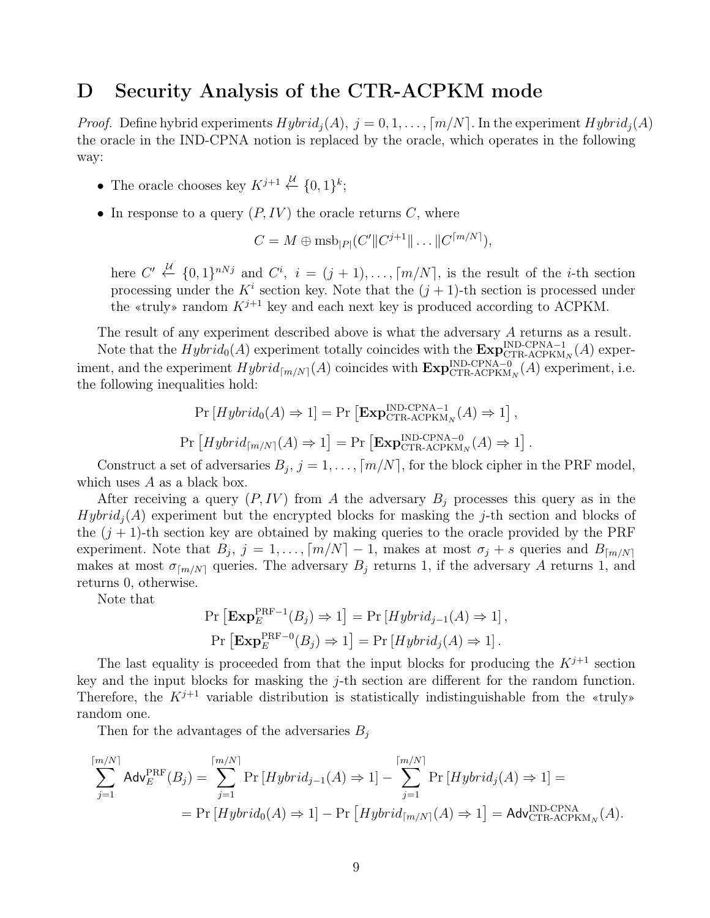# D Security Analysis of the CTR-ACPKM mode

*Proof.* Define hybrid experiments $Hybrid_j(A),\ j = 0, 1, \ldots, \lceil m/N \rceil$. In the experiment $Hybrid_j(A)$ the oracle in the IND-CPNA notion is replaced by the oracle, which operates in the following way:

- The oracle chooses key $K^{j+1} \xleftarrow{\mathcal{U}} \{0,1\}^k$;
- In response to a query $(P, IV)$ the oracle returns $C$, where

$$C = M \oplus \mathrm{msb}_{|P|}(C' \| C^{j+1} \| \ldots \| C^{\lceil m/N \rceil}),$$

  here $C' \xleftarrow{\mathcal{U}} \{0,1\}^{nNj}$ and $C^i,\ i = (j+1), \ldots, \lceil m/N \rceil$, is the result of the $i$-th section processing under the $K^i$ section key. Note that the $(j+1)$-th section is processed under the «truly» random $K^{j+1}$ key and each next key is produced according to ACPKM.

The result of any experiment described above is what the adversary $A$ returns as a result.

Note that the $Hybrid_0(A)$ experiment totally coincides with the $\mathbf{Exp}^{\text{IND-CPNA}-1}_{\text{CTR-ACPKM}_N}(A)$ experiment, and the experiment $Hybrid_{\lceil m/N \rceil}(A)$ coincides with $\mathbf{Exp}^{\text{IND-CPNA}-0}_{\text{CTR-ACPKM}_N}(A)$ experiment, i.e. the following inequalities hold:

$$\Pr\left[Hybrid_0(A) \Rightarrow 1\right] = \Pr\left[\mathbf{Exp}^{\text{IND-CPNA}-1}_{\text{CTR-ACPKM}_N}(A) \Rightarrow 1\right],$$

$$\Pr\left[Hybrid_{\lceil m/N \rceil}(A) \Rightarrow 1\right] = \Pr\left[\mathbf{Exp}^{\text{IND-CPNA}-0}_{\text{CTR-ACPKM}_N}(A) \Rightarrow 1\right].$$

Construct a set of adversaries $B_j,\ j = 1, \ldots, \lceil m/N \rceil$, for the block cipher in the PRF model, which uses $A$ as a black box.

After receiving a query $(P, IV)$ from $A$ the adversary $B_j$ processes this query as in the $Hybrid_j(A)$ experiment but the encrypted blocks for masking the $j$-th section and blocks of the $(j+1)$-th section key are obtained by making queries to the oracle provided by the PRF experiment. Note that $B_j,\ j = 1, \ldots, \lceil m/N \rceil - 1$, makes at most $\sigma_j + s$ queries and $B_{\lceil m/N \rceil}$ makes at most $\sigma_{\lceil m/N \rceil}$ queries. The adversary $B_j$ returns 1, if the adversary $A$ returns 1, and returns 0, otherwise.

Note that

$$\Pr\left[\mathbf{Exp}^{\text{PRF}-1}_E(B_j) \Rightarrow 1\right] = \Pr\left[Hybrid_{j-1}(A) \Rightarrow 1\right],$$

$$\Pr\left[\mathbf{Exp}^{\text{PRF}-0}_E(B_j) \Rightarrow 1\right] = \Pr\left[Hybrid_j(A) \Rightarrow 1\right].$$

The last equality is proceeded from that the input blocks for producing the $K^{j+1}$ section key and the input blocks for masking the $j$-th section are different for the random function. Therefore, the $K^{j+1}$ variable distribution is statistically indistinguishable from the «truly» random one.

Then for the advantages of the adversaries $B_j$

$$\sum_{j=1}^{\lceil m/N \rceil} \mathsf{Adv}^{\text{PRF}}_E(B_j) = \sum_{j=1}^{\lceil m/N \rceil} \Pr\left[Hybrid_{j-1}(A) \Rightarrow 1\right] - \sum_{j=1}^{\lceil m/N \rceil} \Pr\left[Hybrid_j(A) \Rightarrow 1\right] =$$

$$= \Pr\left[Hybrid_0(A) \Rightarrow 1\right] - \Pr\left[Hybrid_{\lceil m/N \rceil}(A) \Rightarrow 1\right] = \mathsf{Adv}^{\text{IND-CPNA}}_{\text{CTR-ACPKM}_N}(A).$$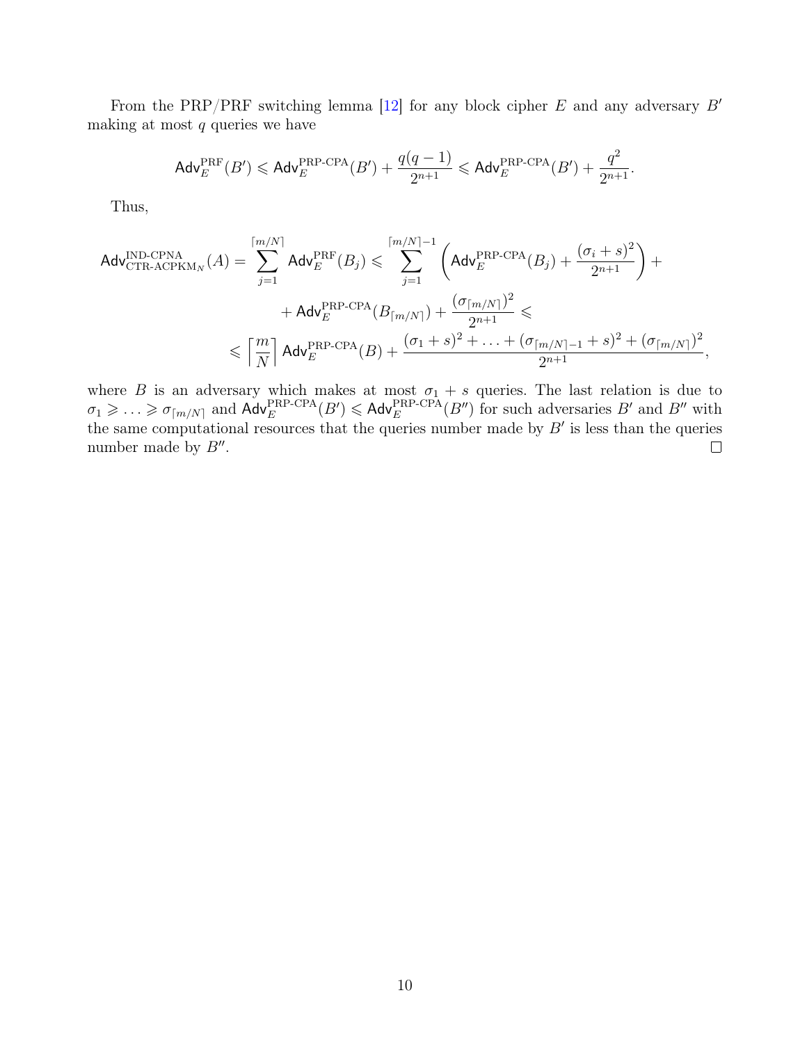From the PRP/PRF switching lemma [12] for any block cipher $E$ and any adversary $B'$ making at most $q$ queries we have

$$\mathsf{Adv}_E^{\mathrm{PRF}}(B') \leqslant \mathsf{Adv}_E^{\mathrm{PRP\text{-}CPA}}(B') + \frac{q(q-1)}{2^{n+1}} \leqslant \mathsf{Adv}_E^{\mathrm{PRP\text{-}CPA}}(B') + \frac{q^2}{2^{n+1}}.$$

Thus,

$$\begin{aligned}
\mathsf{Adv}_{\mathrm{CTR\text{-}ACPKM}_N}^{\mathrm{IND\text{-}CPNA}}(A) = \sum_{j=1}^{\lceil m/N \rceil} \mathsf{Adv}_E^{\mathrm{PRF}}(B_j) \leqslant \sum_{j=1}^{\lceil m/N \rceil - 1} \left( \mathsf{Adv}_E^{\mathrm{PRP\text{-}CPA}}(B_j) + \frac{(\sigma_i + s)^2}{2^{n+1}} \right) + \\
+ \mathsf{Adv}_E^{\mathrm{PRP\text{-}CPA}}(B_{\lceil m/N \rceil}) + \frac{(\sigma_{\lceil m/N \rceil})^2}{2^{n+1}} \leqslant \\
\leqslant \left\lceil \frac{m}{N} \right\rceil \mathsf{Adv}_E^{\mathrm{PRP\text{-}CPA}}(B) + \frac{(\sigma_1 + s)^2 + \ldots + (\sigma_{\lceil m/N \rceil - 1} + s)^2 + (\sigma_{\lceil m/N \rceil})^2}{2^{n+1}},
\end{aligned}$$

where $B$ is an adversary which makes at most $\sigma_1 + s$ queries. The last relation is due to $\sigma_1 \geqslant \ldots \geqslant \sigma_{\lceil m/N \rceil}$ and $\mathsf{Adv}_E^{\mathrm{PRP\text{-}CPA}}(B') \leqslant \mathsf{Adv}_E^{\mathrm{PRP\text{-}CPA}}(B'')$ for such adversaries $B'$ and $B''$ with the same computational resources that the queries number made by $B'$ is less than the queries number made by $B''$. □